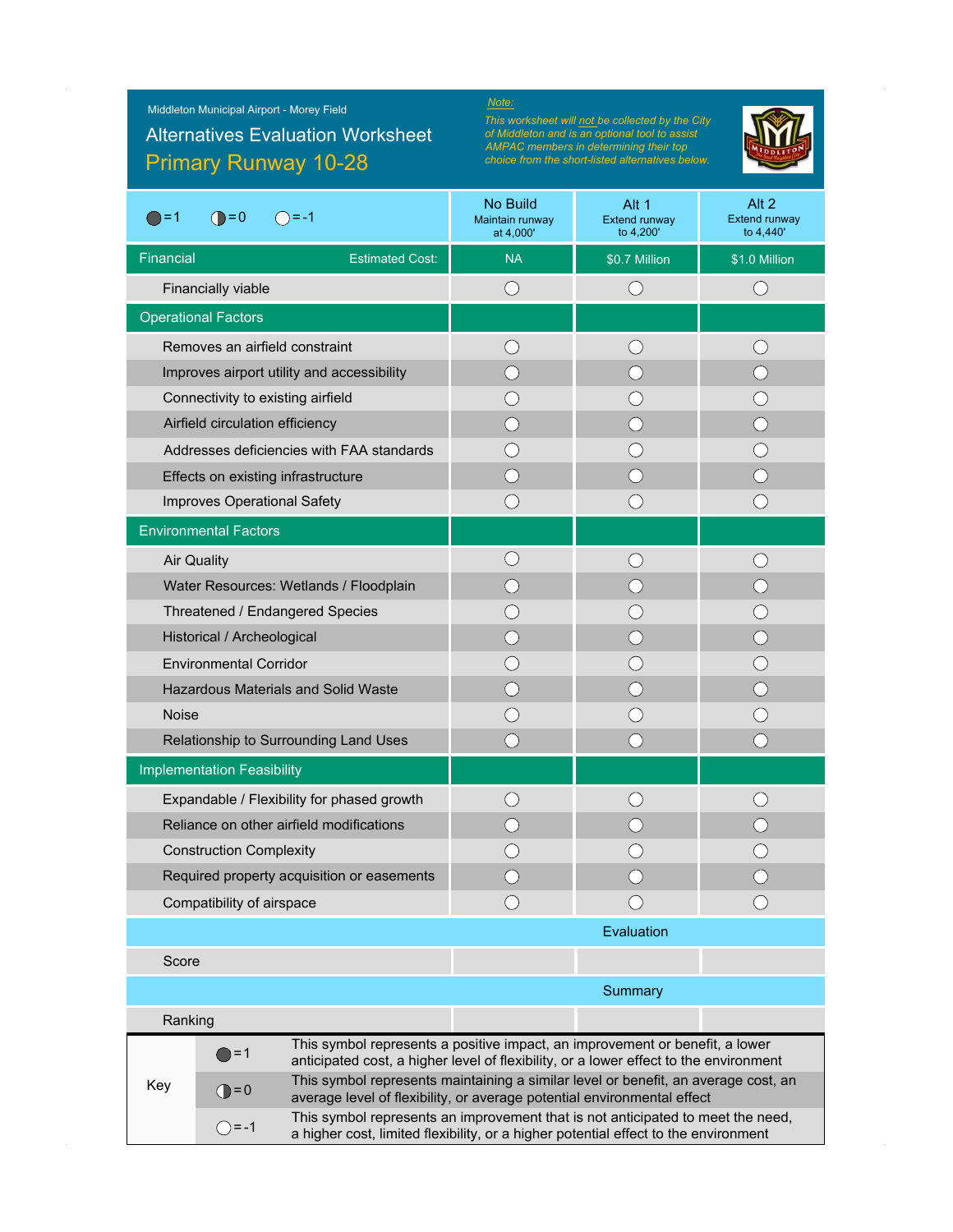Middleton Municipal Airport - Morey Field

# Alternatives Evaluation Worksheet

## Primary Runway 10-28

*Note:*

*This worksheet will not be collected by the City of Middleton and is an optional tool to assist AMPAC members in determining their top choice from the short-listed alternatives below.*

| ● = 1 ◑ = 0 ○ = -1 | No Build<br>Maintain runway at 4,000' | Alt 1<br>Extend runway to 4,200' | Alt 2<br>Extend runway to 4,440' |
|---|---|---|---|
| **Financial** Estimated Cost: | NA | $0.7 Million | $1.0 Million |
| Financially viable | ○ | ○ | ○ |
| **Operational Factors** | | | |
| Removes an airfield constraint | ○ | ○ | ○ |
| Improves airport utility and accessibility | ○ | ○ | ○ |
| Connectivity to existing airfield | ○ | ○ | ○ |
| Airfield circulation efficiency | ○ | ○ | ○ |
| Addresses deficiencies with FAA standards | ○ | ○ | ○ |
| Effects on existing infrastructure | ○ | ○ | ○ |
| Improves Operational Safety | ○ | ○ | ○ |
| **Environmental Factors** | | | |
| Air Quality | ○ | ○ | ○ |
| Water Resources: Wetlands / Floodplain | ○ | ○ | ○ |
| Threatened / Endangered Species | ○ | ○ | ○ |
| Historical / Archeological | ○ | ○ | ○ |
| Environmental Corridor | ○ | ○ | ○ |
| Hazardous Materials and Solid Waste | ○ | ○ | ○ |
| Noise | ○ | ○ | ○ |
| Relationship to Surrounding Land Uses | ○ | ○ | ○ |
| **Implementation Feasibility** | | | |
| Expandable / Flexibility for phased growth | ○ | ○ | ○ |
| Reliance on other airfield modifications | ○ | ○ | ○ |
| Construction Complexity | ○ | ○ | ○ |
| Required property acquisition or easements | ○ | ○ | ○ |
| Compatibility of airspace | ○ | ○ | ○ |
| **Evaluation** | | | |
| Score | | | |
| **Summary** | | | |
| Ranking | | | |

| Key | | |
|---|---|---|
| | ● = 1 | This symbol represents a positive impact, an improvement or benefit, a lower anticipated cost, a higher level of flexibility, or a lower effect to the environment |
| | ◑ = 0 | This symbol represents maintaining a similar level or benefit, an average cost, an average level of flexibility, or average potential environmental effect |
| | ○ = -1 | This symbol represents an improvement that is not anticipated to meet the need, a higher cost, limited flexibility, or a higher potential effect to the environment |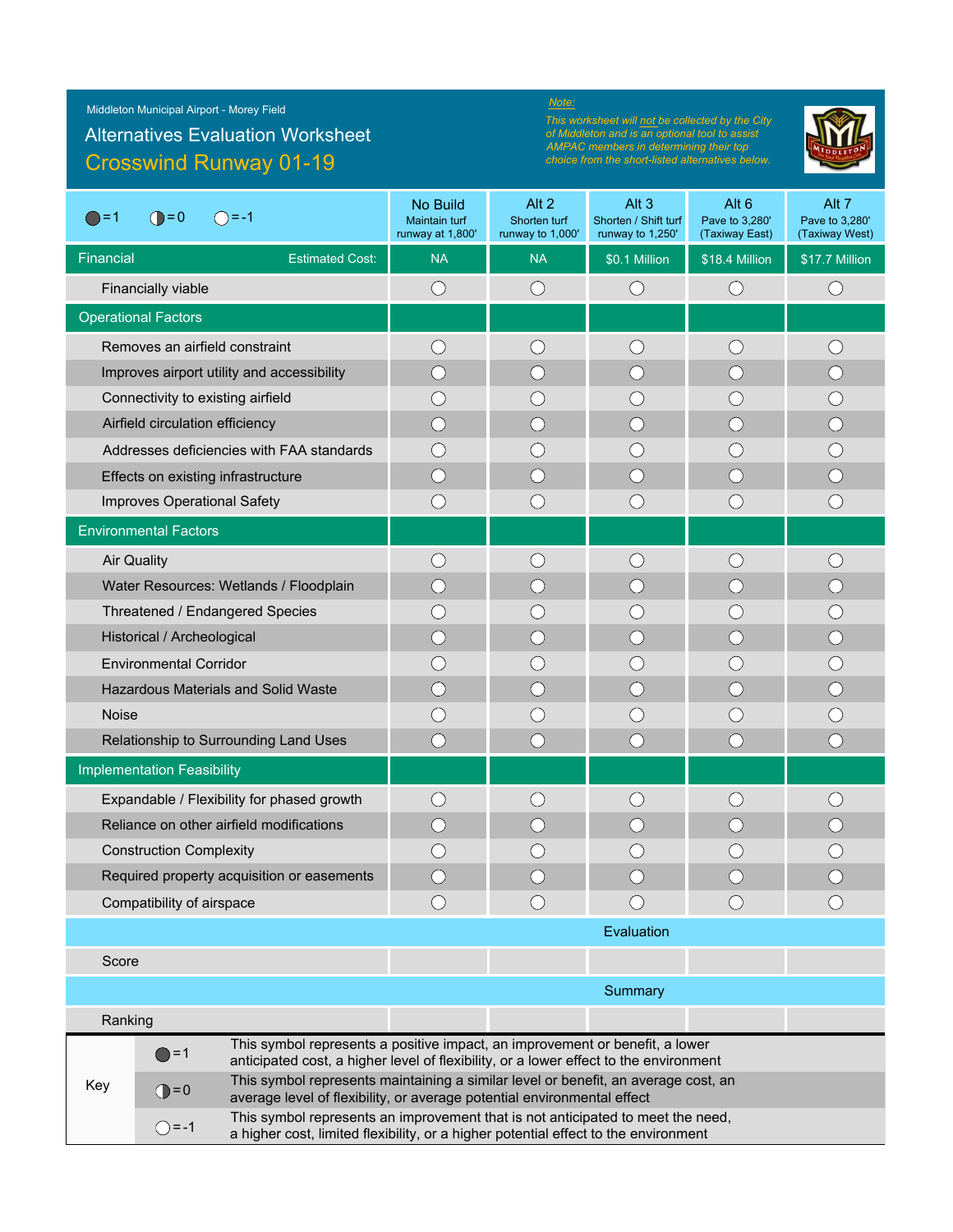Middleton Municipal Airport - Morey Field

# Alternatives Evaluation Worksheet

## Crosswind Runway 01-19

*Note:*

*This worksheet will not be collected by the City of Middleton and is an optional tool to assist AMPAC members in determining their top choice from the short-listed alternatives below.*

| ● = 1 ◐ = 0 ○ = -1 | No Build<br>Maintain turf runway at 1,800' | Alt 2<br>Shorten turf runway to 1,000' | Alt 3<br>Shorten / Shift turf runway to 1,250' | Alt 6<br>Pave to 3,280' (Taxiway East) | Alt 7<br>Pave to 3,280' (Taxiway West) |
|---|---|---|---|---|---|
| **Financial** — Estimated Cost: | NA | NA | $0.1 Million | $18.4 Million | $17.7 Million |
| Financially viable | ○ | ○ | ○ | ○ | ○ |
| **Operational Factors** | | | | | |
| Removes an airfield constraint | ○ | ○ | ○ | ○ | ○ |
| Improves airport utility and accessibility | ○ | ○ | ○ | ○ | ○ |
| Connectivity to existing airfield | ○ | ○ | ○ | ○ | ○ |
| Airfield circulation efficiency | ○ | ○ | ○ | ○ | ○ |
| Addresses deficiencies with FAA standards | ○ | ○ | ○ | ○ | ○ |
| Effects on existing infrastructure | ○ | ○ | ○ | ○ | ○ |
| Improves Operational Safety | ○ | ○ | ○ | ○ | ○ |
| **Environmental Factors** | | | | | |
| Air Quality | ○ | ○ | ○ | ○ | ○ |
| Water Resources: Wetlands / Floodplain | ○ | ○ | ○ | ○ | ○ |
| Threatened / Endangered Species | ○ | ○ | ○ | ○ | ○ |
| Historical / Archeological | ○ | ○ | ○ | ○ | ○ |
| Environmental Corridor | ○ | ○ | ○ | ○ | ○ |
| Hazardous Materials and Solid Waste | ○ | ○ | ○ | ○ | ○ |
| Noise | ○ | ○ | ○ | ○ | ○ |
| Relationship to Surrounding Land Uses | ○ | ○ | ○ | ○ | ○ |
| **Implementation Feasibility** | | | | | |
| Expandable / Flexibility for phased growth | ○ | ○ | ○ | ○ | ○ |
| Reliance on other airfield modifications | ○ | ○ | ○ | ○ | ○ |
| Construction Complexity | ○ | ○ | ○ | ○ | ○ |
| Required property acquisition or easements | ○ | ○ | ○ | ○ | ○ |
| Compatibility of airspace | ○ | ○ | ○ | ○ | ○ |
| **Evaluation** | | | | | |
| Score | | | | | |
| **Summary** | | | | | |
| Ranking | | | | | |

| Key | Symbol | Description |
|---|---|---|
| Key | ● = 1 | This symbol represents a positive impact, an improvement or benefit, a lower anticipated cost, a higher level of flexibility, or a lower effect to the environment |
| | ◐ = 0 | This symbol represents maintaining a similar level or benefit, an average cost, an average level of flexibility, or average potential environmental effect |
| | ○ = -1 | This symbol represents an improvement that is not anticipated to meet the need, a higher cost, limited flexibility, or a higher potential effect to the environment |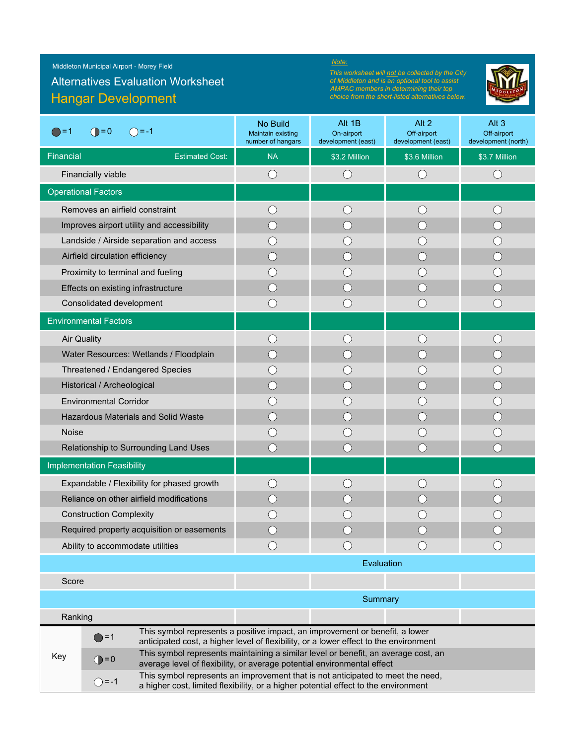Middleton Municipal Airport - Morey Field

# Alternatives Evaluation Worksheet

## Hangar Development

*Note:*

*This worksheet will not be collected by the City of Middleton and is an optional tool to assist AMPAC members in determining their top choice from the short-listed alternatives below.*

| ● = 1   ◑ = 0   ○ = -1 | No Build<br>Maintain existing number of hangars | Alt 1B<br>On-airport development (east) | Alt 2<br>Off-airport development (east) | Alt 3<br>Off-airport development (north) |
|---|---|---|---|---|
| **Financial** — Estimated Cost: | NA | $3.2 Million | $3.6 Million | $3.7 Million |
| Financially viable | ○ | ○ | ○ | ○ |
| **Operational Factors** | | | | |
| Removes an airfield constraint | ○ | ○ | ○ | ○ |
| Improves airport utility and accessibility | ○ | ○ | ○ | ○ |
| Landside / Airside separation and access | ○ | ○ | ○ | ○ |
| Airfield circulation efficiency | ○ | ○ | ○ | ○ |
| Proximity to terminal and fueling | ○ | ○ | ○ | ○ |
| Effects on existing infrastructure | ○ | ○ | ○ | ○ |
| Consolidated development | ○ | ○ | ○ | ○ |
| **Environmental Factors** | | | | |
| Air Quality | ○ | ○ | ○ | ○ |
| Water Resources: Wetlands / Floodplain | ○ | ○ | ○ | ○ |
| Threatened / Endangered Species | ○ | ○ | ○ | ○ |
| Historical / Archeological | ○ | ○ | ○ | ○ |
| Environmental Corridor | ○ | ○ | ○ | ○ |
| Hazardous Materials and Solid Waste | ○ | ○ | ○ | ○ |
| Noise | ○ | ○ | ○ | ○ |
| Relationship to Surrounding Land Uses | ○ | ○ | ○ | ○ |
| **Implementation Feasibility** | | | | |
| Expandable / Flexibility for phased growth | ○ | ○ | ○ | ○ |
| Reliance on other airfield modifications | ○ | ○ | ○ | ○ |
| Construction Complexity | ○ | ○ | ○ | ○ |
| Required property acquisition or easements | ○ | ○ | ○ | ○ |
| Ability to accommodate utilities | ○ | ○ | ○ | ○ |
| **Evaluation** | | | | |
| Score | | | | |
| **Summary** | | | | |
| Ranking | | | | |

| Key | | |
|---|---|---|
| | ● = 1 | This symbol represents a positive impact, an improvement or benefit, a lower anticipated cost, a higher level of flexibility, or a lower effect to the environment |
| | ◑ = 0 | This symbol represents maintaining a similar level or benefit, an average cost, an average level of flexibility, or average potential environmental effect |
| | ○ = -1 | This symbol represents an improvement that is not anticipated to meet the need, a higher cost, limited flexibility, or a higher potential effect to the environment |